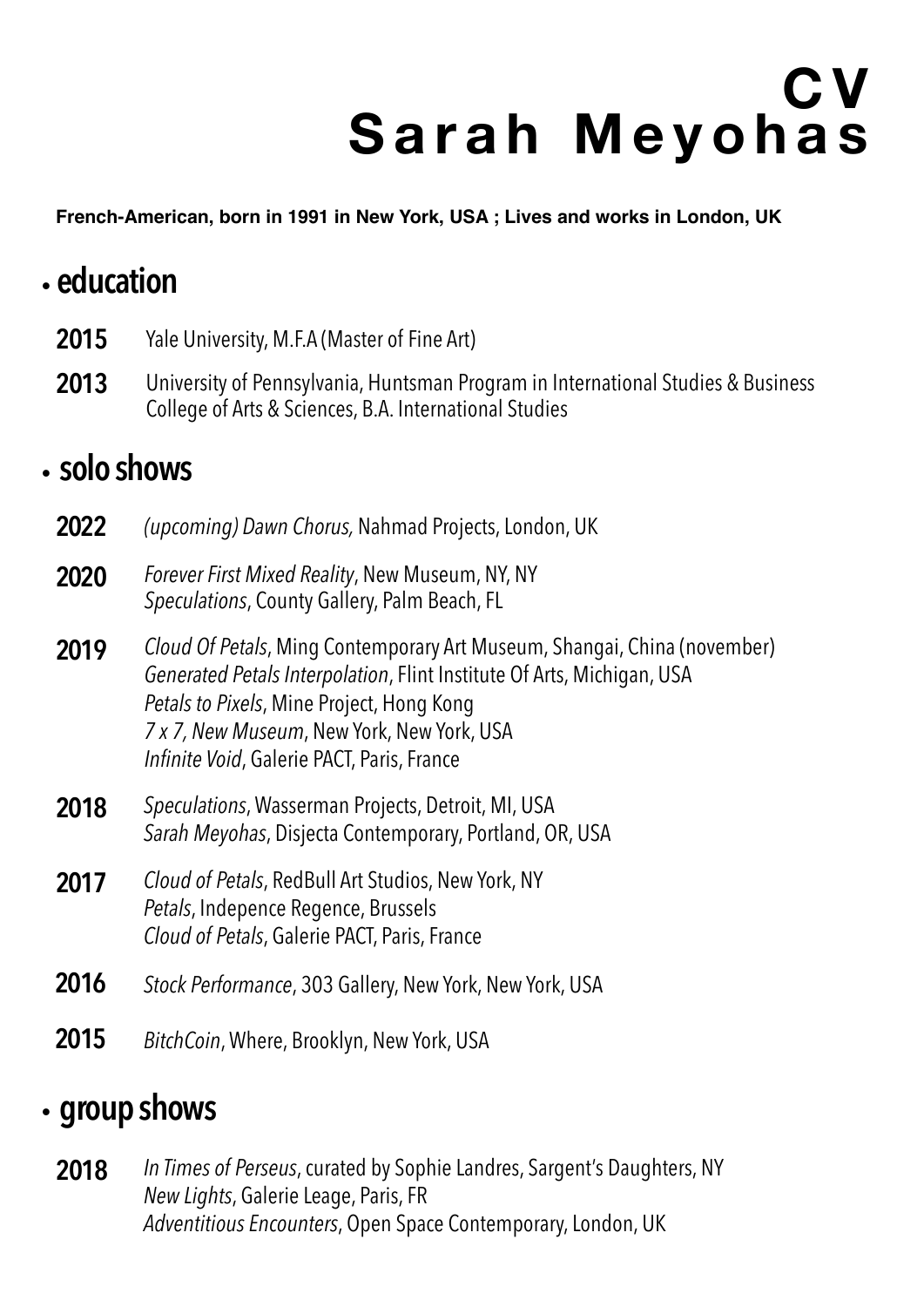# CV
# Sarah Meyohas

**French-American, born in 1991 in New York, USA ; Lives and works in London, UK**

## • education

**2015** Yale University, M.F.A (Master of Fine Art)

**2013** University of Pennsylvania, Huntsman Program in International Studies & Business
College of Arts & Sciences, B.A. International Studies

## • solo shows

**2022** *(upcoming) Dawn Chorus,* Nahmad Projects, London, UK

**2020** *Forever First Mixed Reality*, New Museum, NY, NY
*Speculations*, County Gallery, Palm Beach, FL

**2019** *Cloud Of Petals*, Ming Contemporary Art Museum, Shangai, China (november)
*Generated Petals Interpolation*, Flint Institute Of Arts, Michigan, USA
*Petals to Pixels*, Mine Project, Hong Kong
*7 x 7, New Museum*, New York, New York, USA
*Infinite Void*, Galerie PACT, Paris, France

**2018** *Speculations*, Wasserman Projects, Detroit, MI, USA
*Sarah Meyohas*, Disjecta Contemporary, Portland, OR, USA

**2017** *Cloud of Petals*, RedBull Art Studios, New York, NY
*Petals*, Indepence Regence, Brussels
*Cloud of Petals*, Galerie PACT, Paris, France

**2016** *Stock Performance*, 303 Gallery, New York, New York, USA

**2015** *BitchCoin*, Where, Brooklyn, New York, USA

## • group shows

**2018** *In Times of Perseus*, curated by Sophie Landres, Sargent's Daughters, NY
*New Lights*, Galerie Leage, Paris, FR
*Adventitious Encounters*, Open Space Contemporary, London, UK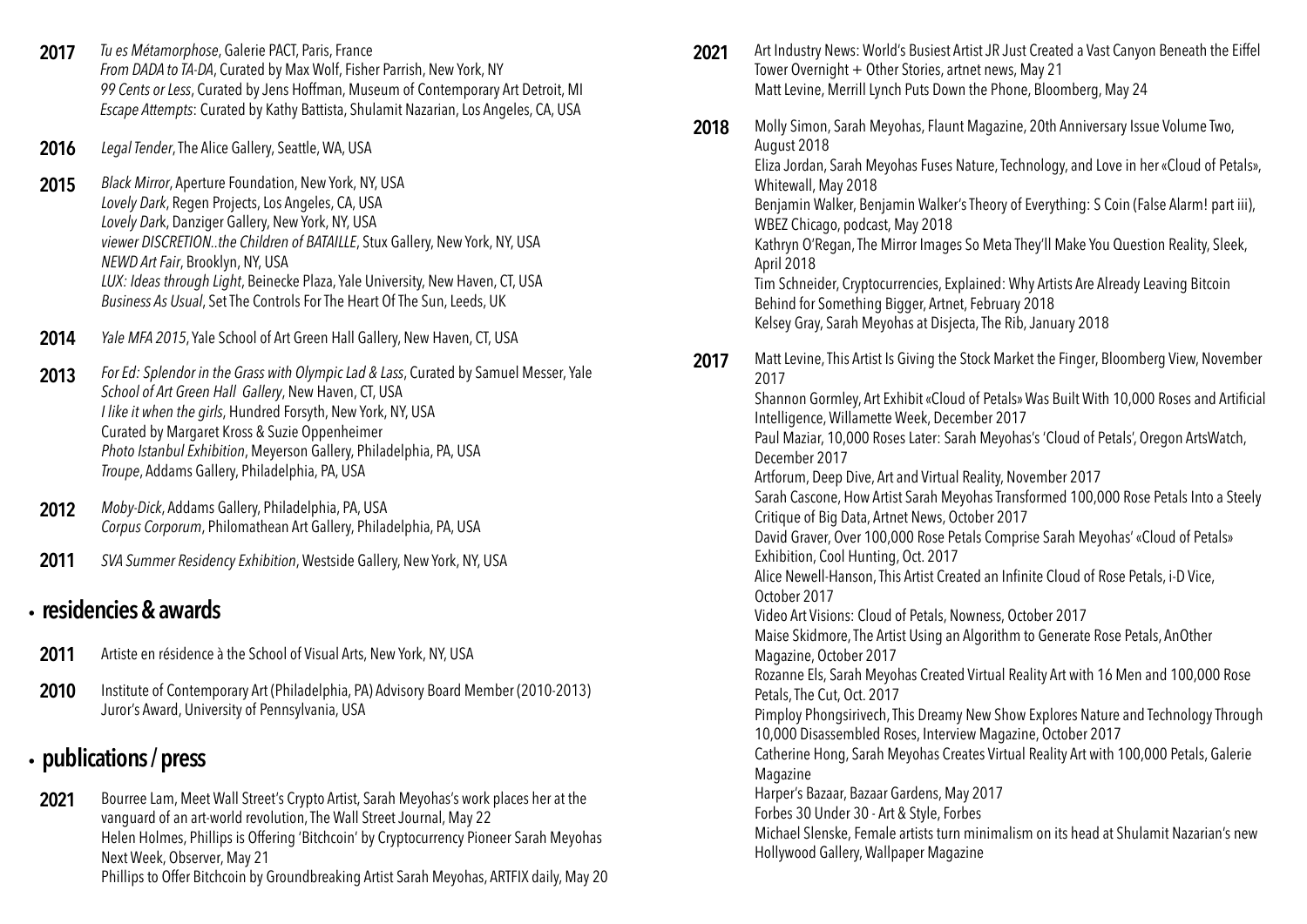**2017** *Tu es Métamorphose*, Galerie PACT, Paris, France
*From DADA to TA-DA*, Curated by Max Wolf, Fisher Parrish, New York, NY
*99 Cents or Less*, Curated by Jens Hoffman, Museum of Contemporary Art Detroit, MI
*Escape Attempts*: Curated by Kathy Battista, Shulamit Nazarian, Los Angeles, CA, USA

**2016** *Legal Tender*, The Alice Gallery, Seattle, WA, USA

**2015** *Black Mirror*, Aperture Foundation, New York, NY, USA
*Lovely Dark*, Regen Projects, Los Angeles, CA, USA
*Lovely Dark*, Danziger Gallery, New York, NY, USA
*viewer DISCRETION..the Children of BATAILLE*, Stux Gallery, New York, NY, USA
*NEWD Art Fair*, Brooklyn, NY, USA
*LUX: Ideas through Light*, Beinecke Plaza, Yale University, New Haven, CT, USA
*Business As Usual*, Set The Controls For The Heart Of The Sun, Leeds, UK

**2014** *Yale MFA 2015*, Yale School of Art Green Hall Gallery, New Haven, CT, USA

**2013** *For Ed: Splendor in the Grass with Olympic Lad & Lass*, Curated by Samuel Messer, Yale *School of Art Green Hall Gallery*, New Haven, CT, USA
*I like it when the girls*, Hundred Forsyth, New York, NY, USA
Curated by Margaret Kross & Suzie Oppenheimer
*Photo Istanbul Exhibition*, Meyerson Gallery, Philadelphia, PA, USA
*Troupe*, Addams Gallery, Philadelphia, PA, USA

**2012** *Moby-Dick*, Addams Gallery, Philadelphia, PA, USA
*Corpus Corporum*, Philomathean Art Gallery, Philadelphia, PA, USA

**2011** *SVA Summer Residency Exhibition*, Westside Gallery, New York, NY, USA

## residencies & awards

**2011** Artiste en résidence à the School of Visual Arts, New York, NY, USA

**2010** Institute of Contemporary Art (Philadelphia, PA) Advisory Board Member (2010-2013)
Juror's Award, University of Pennsylvania, USA

## publications / press

**2021** Bourree Lam, Meet Wall Street's Crypto Artist, Sarah Meyohas's work places her at the vanguard of an art-world revolution, The Wall Street Journal, May 22
Helen Holmes, Phillips is Offering 'Bitchcoin' by Cryptocurrency Pioneer Sarah Meyohas Next Week, Observer, May 21
Phillips to Offer Bitchcoin by Groundbreaking Artist Sarah Meyohas, ARTFIX daily, May 20

**2021** Art Industry News: World's Busiest Artist JR Just Created a Vast Canyon Beneath the Eiffel Tower Overnight + Other Stories, artnet news, May 21
Matt Levine, Merrill Lynch Puts Down the Phone, Bloomberg, May 24

**2018** Molly Simon, Sarah Meyohas, Flaunt Magazine, 20th Anniversary Issue Volume Two, August 2018
Eliza Jordan, Sarah Meyohas Fuses Nature, Technology, and Love in her «Cloud of Petals», Whitewall, May 2018
Benjamin Walker, Benjamin Walker's Theory of Everything: S Coin (False Alarm! part iii), WBEZ Chicago, podcast, May 2018
Kathryn O'Regan, The Mirror Images So Meta They'll Make You Question Reality, Sleek, April 2018
Tim Schneider, Cryptocurrencies, Explained: Why Artists Are Already Leaving Bitcoin Behind for Something Bigger, Artnet, February 2018
Kelsey Gray, Sarah Meyohas at Disjecta, The Rib, January 2018

**2017** Matt Levine, This Artist Is Giving the Stock Market the Finger, Bloomberg View, November 2017
Shannon Gormley, Art Exhibit «Cloud of Petals» Was Built With 10,000 Roses and Artificial Intelligence, Willamette Week, December 2017
Paul Maziar, 10,000 Roses Later: Sarah Meyohas's 'Cloud of Petals', Oregon ArtsWatch, December 2017
Artforum, Deep Dive, Art and Virtual Reality, November 2017
Sarah Cascone, How Artist Sarah Meyohas Transformed 100,000 Rose Petals Into a Steely Critique of Big Data, Artnet News, October 2017
David Graver, Over 100,000 Rose Petals Comprise Sarah Meyohas' «Cloud of Petals» Exhibition, Cool Hunting, Oct. 2017
Alice Newell-Hanson, This Artist Created an Infinite Cloud of Rose Petals, i-D Vice, October 2017
Video Art Visions: Cloud of Petals, Nowness, October 2017
Maise Skidmore, The Artist Using an Algorithm to Generate Rose Petals, AnOther Magazine, October 2017
Rozanne Els, Sarah Meyohas Created Virtual Reality Art with 16 Men and 100,000 Rose Petals, The Cut, Oct. 2017
Pimploy Phongsirivech, This Dreamy New Show Explores Nature and Technology Through 10,000 Disassembled Roses, Interview Magazine, October 2017
Catherine Hong, Sarah Meyohas Creates Virtual Reality Art with 100,000 Petals, Galerie Magazine
Harper's Bazaar, Bazaar Gardens, May 2017
Forbes 30 Under 30 - Art & Style, Forbes
Michael Slenske, Female artists turn minimalism on its head at Shulamit Nazarian's new Hollywood Gallery, Wallpaper Magazine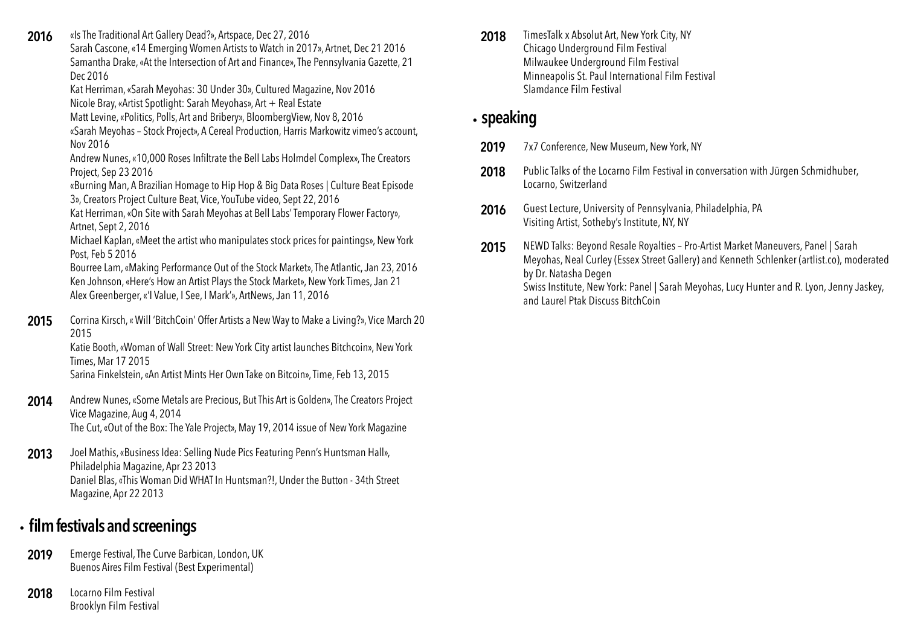**2016**
«Is The Traditional Art Gallery Dead?», Artspace, Dec 27, 2016
Sarah Cascone, «14 Emerging Women Artists to Watch in 2017», Artnet, Dec 21 2016
Samantha Drake, «At the Intersection of Art and Finance», The Pennsylvania Gazette, 21 Dec 2016
Kat Herriman, «Sarah Meyohas: 30 Under 30», Cultured Magazine, Nov 2016
Nicole Bray, «Artist Spotlight: Sarah Meyohas», Art + Real Estate
Matt Levine, «Politics, Polls, Art and Bribery», BloombergView, Nov 8, 2016
«Sarah Meyohas – Stock Project», A Cereal Production, Harris Markowitz vimeo's account, Nov 2016
Andrew Nunes, «10,000 Roses Infiltrate the Bell Labs Holmdel Complex», The Creators Project, Sep 23 2016
«Burning Man, A Brazilian Homage to Hip Hop & Big Data Roses | Culture Beat Episode 3», Creators Project Culture Beat, Vice, YouTube video, Sept 22, 2016
Kat Herriman, «On Site with Sarah Meyohas at Bell Labs' Temporary Flower Factory», Artnet, Sept 2, 2016
Michael Kaplan, «Meet the artist who manipulates stock prices for paintings», New York Post, Feb 5 2016
Bourree Lam, «Making Performance Out of the Stock Market», The Atlantic, Jan 23, 2016
Ken Johnson, «Here's How an Artist Plays the Stock Market», New York Times, Jan 21
Alex Greenberger, «'I Value, I See, I Mark'», ArtNews, Jan 11, 2016

**2015**
Corrina Kirsch, « Will 'BitchCoin' Offer Artists a New Way to Make a Living?», Vice March 20 2015
Katie Booth, «Woman of Wall Street: New York City artist launches Bitchcoin», New York Times, Mar 17 2015
Sarina Finkelstein, «An Artist Mints Her Own Take on Bitcoin», Time, Feb 13, 2015

**2014**
Andrew Nunes, «Some Metals are Precious, But This Art is Golden», The Creators Project Vice Magazine, Aug 4, 2014
The Cut, «Out of the Box: The Yale Project», May 19, 2014 issue of New York Magazine

**2013**
Joel Mathis, «Business Idea: Selling Nude Pics Featuring Penn's Huntsman Hall», Philadelphia Magazine, Apr 23 2013
Daniel Blas, «This Woman Did WHAT In Huntsman?!, Under the Button - 34th Street Magazine, Apr 22 2013

## • film festivals and screenings

**2019**
Emerge Festival, The Curve Barbican, London, UK
Buenos Aires Film Festival (Best Experimental)

**2018**
Locarno Film Festival
Brooklyn Film Festival
TimesTalk x Absolut Art, New York City, NY
Chicago Underground Film Festival
Milwaukee Underground Film Festival
Minneapolis St. Paul International Film Festival
Slamdance Film Festival

## • speaking

**2019**
7x7 Conference, New Museum, New York, NY

**2018**
Public Talks of the Locarno Film Festival in conversation with Jürgen Schmidhuber, Locarno, Switzerland

**2016**
Guest Lecture, University of Pennsylvania, Philadelphia, PA
Visiting Artist, Sotheby's Institute, NY, NY

**2015**
NEWD Talks: Beyond Resale Royalties – Pro-Artist Market Maneuvers, Panel | Sarah Meyohas, Neal Curley (Essex Street Gallery) and Kenneth Schlenker (artlist.co), moderated by Dr. Natasha Degen
Swiss Institute, New York: Panel | Sarah Meyohas, Lucy Hunter and R. Lyon, Jenny Jaskey, and Laurel Ptak Discuss BitchCoin